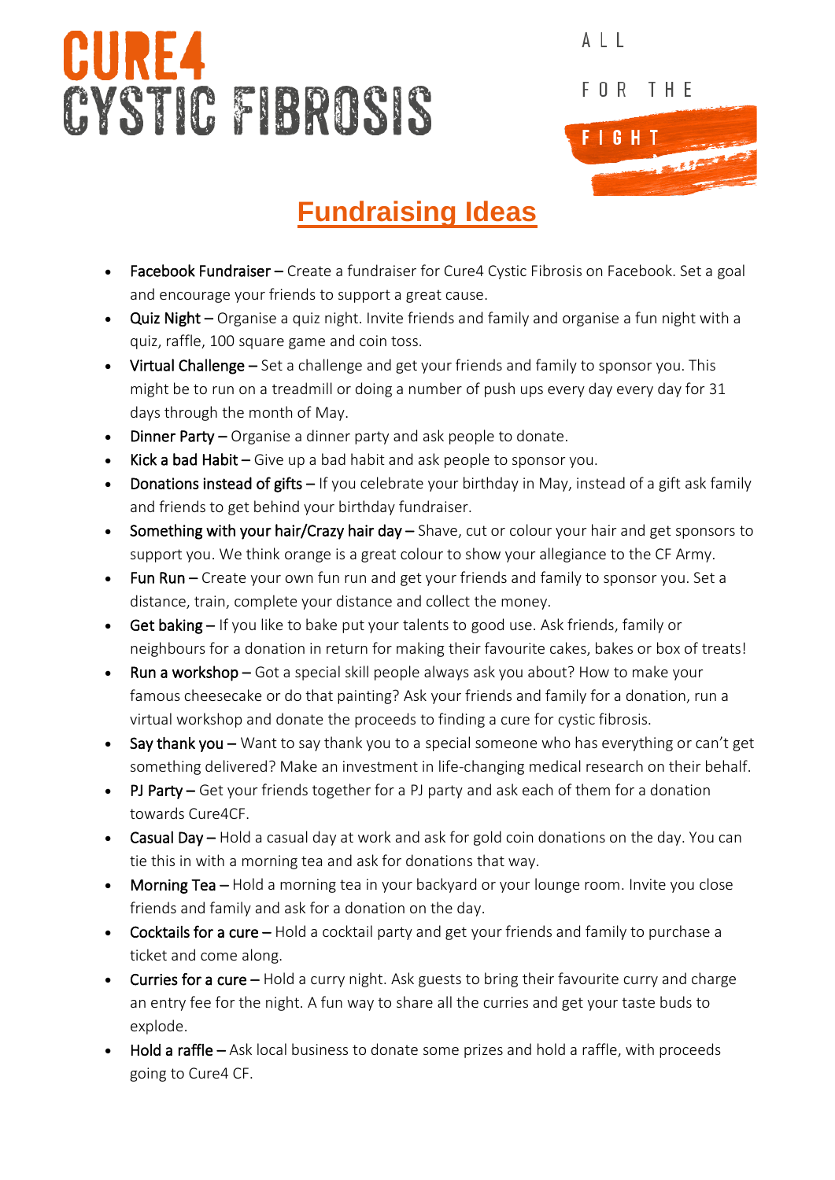CURE4 CYSTIC FIBROSIS

ALL FOR THE FIGHT

# Fundraising Ideas

- **Facebook Fundraiser** – Create a fundraiser for Cure4 Cystic Fibrosis on Facebook. Set a goal and encourage your friends to support a great cause.
- **Quiz Night** – Organise a quiz night. Invite friends and family and organise a fun night with a quiz, raffle, 100 square game and coin toss.
- **Virtual Challenge** – Set a challenge and get your friends and family to sponsor you. This might be to run on a treadmill or doing a number of push ups every day every day for 31 days through the month of May.
- **Dinner Party** – Organise a dinner party and ask people to donate.
- **Kick a bad Habit** – Give up a bad habit and ask people to sponsor you.
- **Donations instead of gifts** – If you celebrate your birthday in May, instead of a gift ask family and friends to get behind your birthday fundraiser.
- **Something with your hair/Crazy hair day** – Shave, cut or colour your hair and get sponsors to support you. We think orange is a great colour to show your allegiance to the CF Army.
- **Fun Run** – Create your own fun run and get your friends and family to sponsor you. Set a distance, train, complete your distance and collect the money.
- **Get baking** – If you like to bake put your talents to good use. Ask friends, family or neighbours for a donation in return for making their favourite cakes, bakes or box of treats!
- **Run a workshop** – Got a special skill people always ask you about? How to make your famous cheesecake or do that painting? Ask your friends and family for a donation, run a virtual workshop and donate the proceeds to finding a cure for cystic fibrosis.
- **Say thank you** – Want to say thank you to a special someone who has everything or can't get something delivered? Make an investment in life-changing medical research on their behalf.
- **PJ Party** – Get your friends together for a PJ party and ask each of them for a donation towards Cure4CF.
- **Casual Day** – Hold a casual day at work and ask for gold coin donations on the day. You can tie this in with a morning tea and ask for donations that way.
- **Morning Tea** – Hold a morning tea in your backyard or your lounge room. Invite you close friends and family and ask for a donation on the day.
- **Cocktails for a cure** – Hold a cocktail party and get your friends and family to purchase a ticket and come along.
- **Curries for a cure** – Hold a curry night. Ask guests to bring their favourite curry and charge an entry fee for the night. A fun way to share all the curries and get your taste buds to explode.
- **Hold a raffle** – Ask local business to donate some prizes and hold a raffle, with proceeds going to Cure4 CF.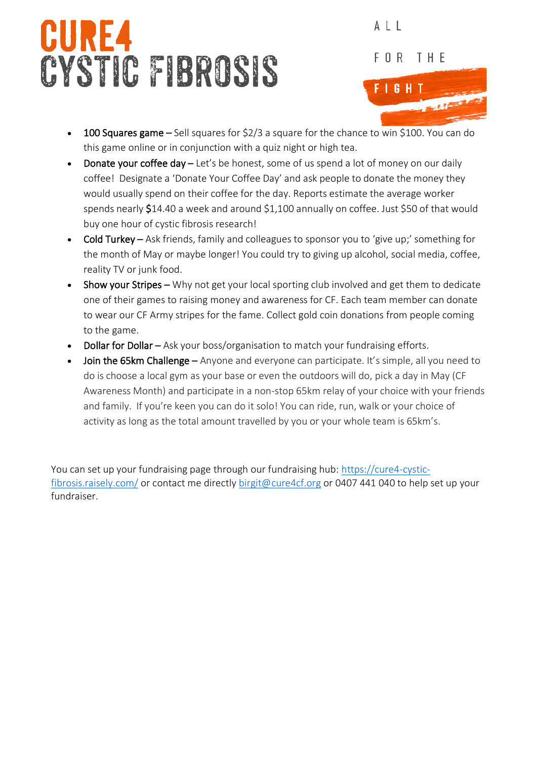# CURE4 CYSTIC FIBROSIS

ALL FOR THE FIGHT

- **100 Squares game** – Sell squares for $2/3 a square for the chance to win $100. You can do this game online or in conjunction with a quiz night or high tea.
- **Donate your coffee day** – Let's be honest, some of us spend a lot of money on our daily coffee! Designate a 'Donate Your Coffee Day' and ask people to donate the money they would usually spend on their coffee for the day. Reports estimate the average worker spends nearly $14.40 a week and around $1,100 annually on coffee. Just $50 of that would buy one hour of cystic fibrosis research!
- **Cold Turkey** – Ask friends, family and colleagues to sponsor you to 'give up;' something for the month of May or maybe longer! You could try to giving up alcohol, social media, coffee, reality TV or junk food.
- **Show your Stripes** – Why not get your local sporting club involved and get them to dedicate one of their games to raising money and awareness for CF. Each team member can donate to wear our CF Army stripes for the fame. Collect gold coin donations from people coming to the game.
- **Dollar for Dollar** – Ask your boss/organisation to match your fundraising efforts.
- **Join the 65km Challenge** – Anyone and everyone can participate. It's simple, all you need to do is choose a local gym as your base or even the outdoors will do, pick a day in May (CF Awareness Month) and participate in a non-stop 65km relay of your choice with your friends and family. If you're keen you can do it solo! You can ride, run, walk or your choice of activity as long as the total amount travelled by you or your whole team is 65km's.

You can set up your fundraising page through our fundraising hub: https://cure4-cystic-fibrosis.raisely.com/ or contact me directly birgit@cure4cf.org or 0407 441 040 to help set up your fundraiser.